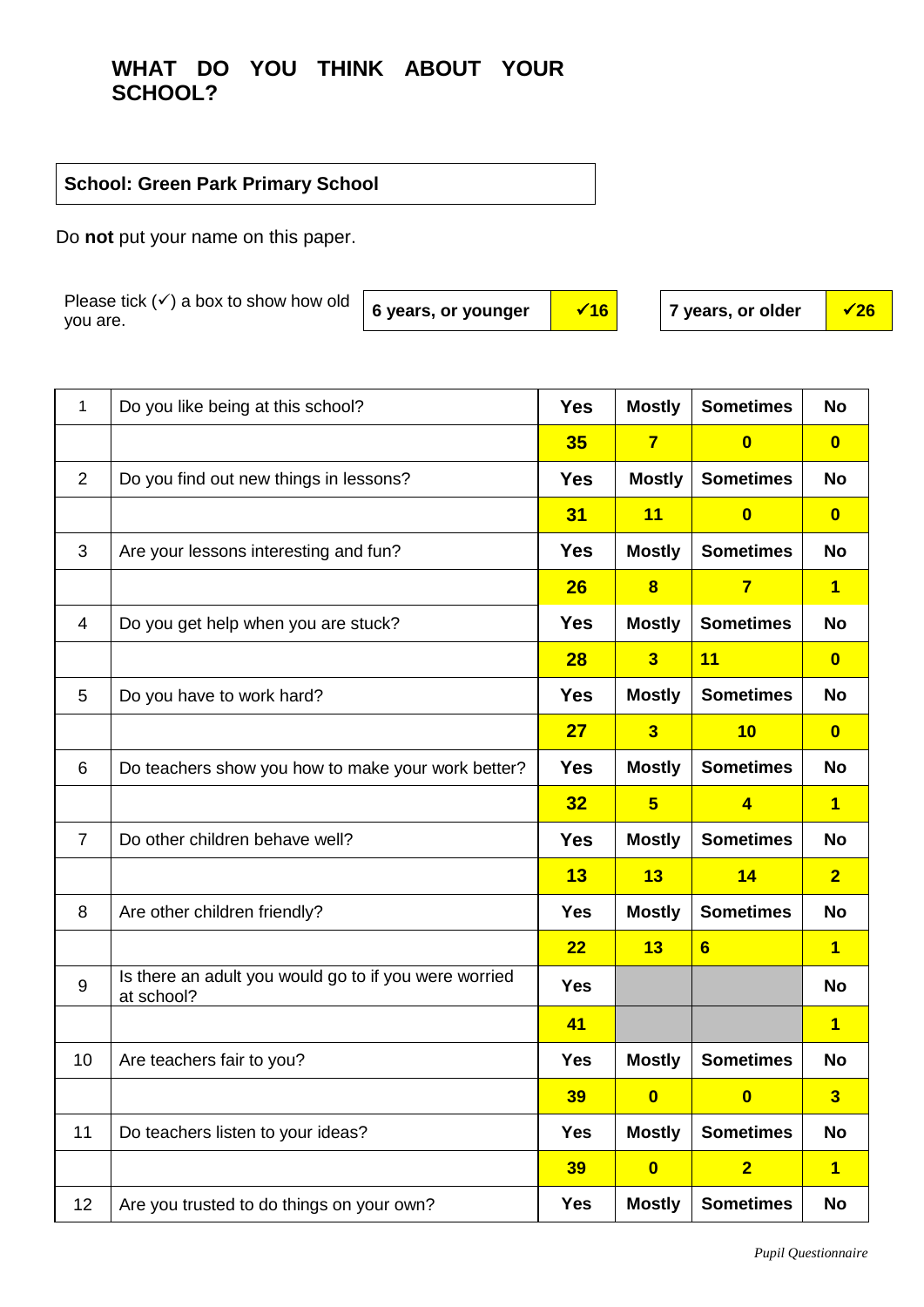# WHAT DO YOU THINK ABOUT YOUR SCHOOL?

**School: Green Park Primary School**

Do **not** put your name on this paper.

| Please tick (✓) a box to show how old you are. | 6 years, or younger | ✓16 | 7 years, or older | ✓26 |
|---|---|---|---|---|

| | | | | | |
|---|---|---|---|---|---|
| 1 | Do you like being at this school? | Yes | Mostly | Sometimes | No |
| | | 35 | 7 | 0 | 0 |
| 2 | Do you find out new things in lessons? | Yes | Mostly | Sometimes | No |
| | | 31 | 11 | 0 | 0 |
| 3 | Are your lessons interesting and fun? | Yes | Mostly | Sometimes | No |
| | | 26 | 8 | 7 | 1 |
| 4 | Do you get help when you are stuck? | Yes | Mostly | Sometimes | No |
| | | 28 | 3 | 11 | 0 |
| 5 | Do you have to work hard? | Yes | Mostly | Sometimes | No |
| | | 27 | 3 | 10 | 0 |
| 6 | Do teachers show you how to make your work better? | Yes | Mostly | Sometimes | No |
| | | 32 | 5 | 4 | 1 |
| 7 | Do other children behave well? | Yes | Mostly | Sometimes | No |
| | | 13 | 13 | 14 | 2 |
| 8 | Are other children friendly? | Yes | Mostly | Sometimes | No |
| | | 22 | 13 | 6 | 1 |
| 9 | Is there an adult you would go to if you were worried at school? | Yes | | | No |
| | | 41 | | | 1 |
| 10 | Are teachers fair to you? | Yes | Mostly | Sometimes | No |
| | | 39 | 0 | 0 | 3 |
| 11 | Do teachers listen to your ideas? | Yes | Mostly | Sometimes | No |
| | | 39 | 0 | 2 | 1 |
| 12 | Are you trusted to do things on your own? | Yes | Mostly | Sometimes | No |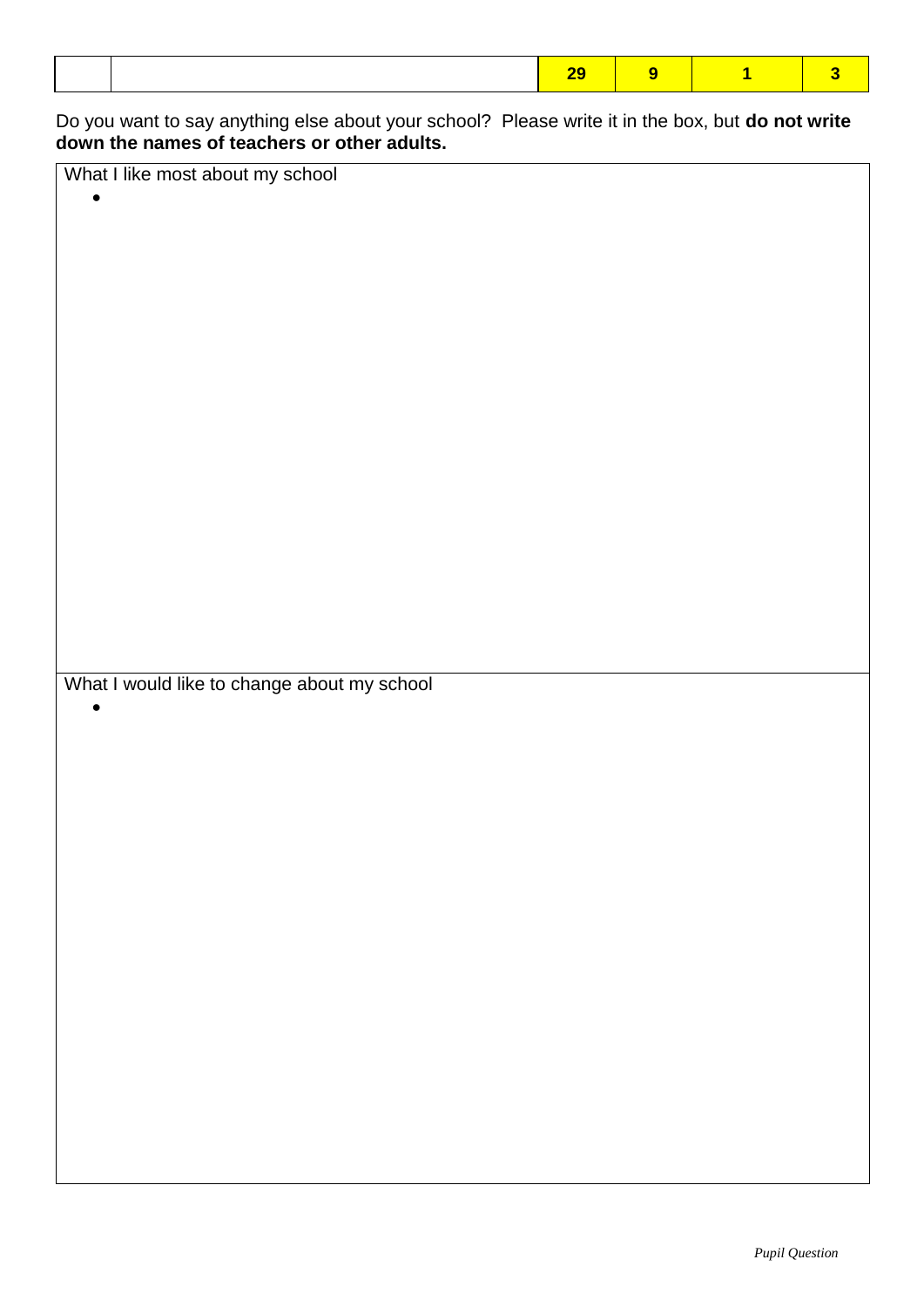| | | | | | |
|---|---|---|---|---|---|
| | | 29 | 9 | 1 | 3 |

Do you want to say anything else about your school? Please write it in the box, but **do not write down the names of teachers or other adults.**

What I like most about my school

- 

What I would like to change about my school

- 

*Pupil Question*